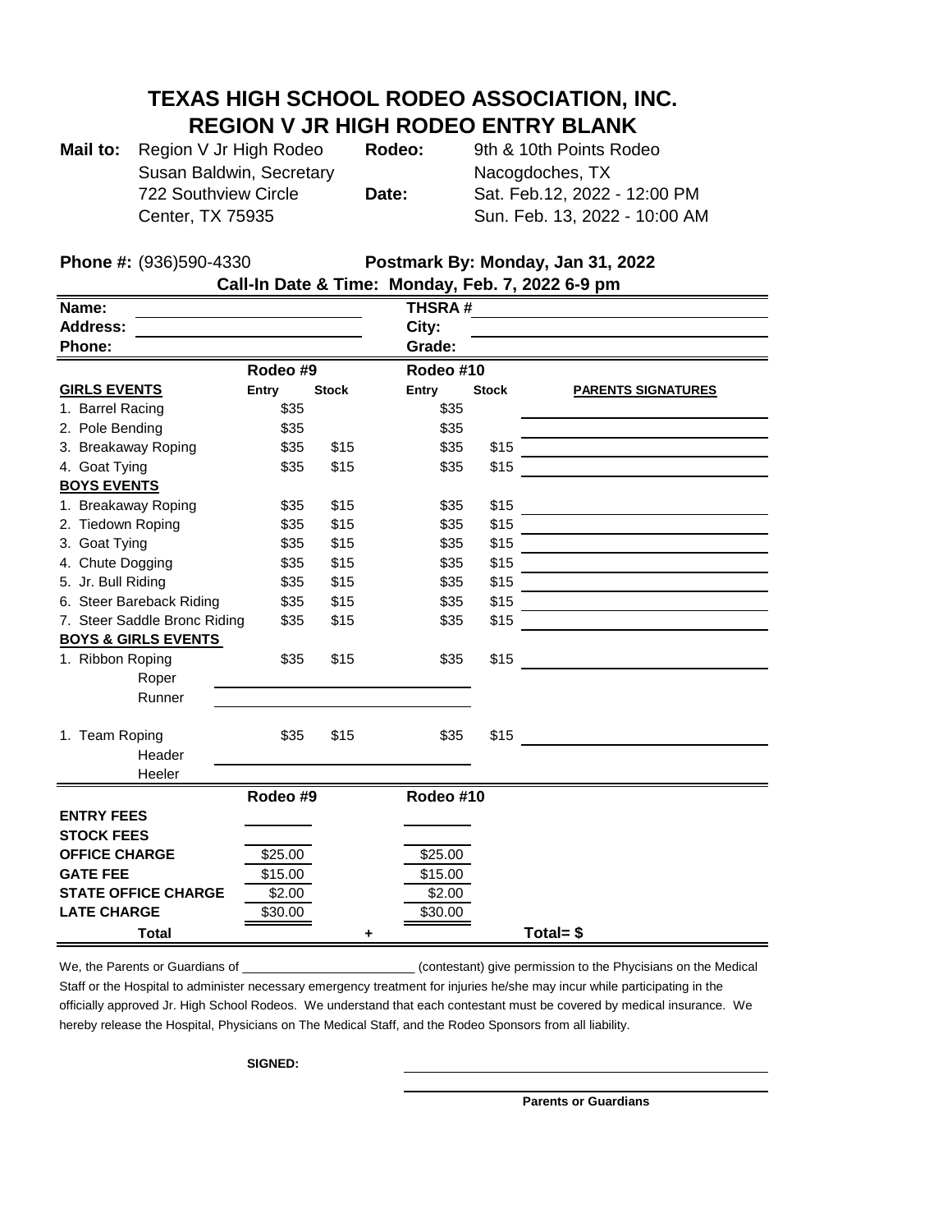# TEXAS HIGH SCHOOL RODEO ASSOCIATION, INC.
## REGION V JR HIGH RODEO ENTRY BLANK

**Mail to:** Region V Jr High Rodeo
Susan Baldwin, Secretary
722 Southview Circle
Center, TX 75935

**Rodeo:** 9th & 10th Points Rodeo
Nacogdoches, TX

**Date:** Sat. Feb.12, 2022 - 12:00 PM
Sun. Feb. 13, 2022 - 10:00 AM

**Phone #:** (936)590-4330

**Postmark By: Monday, Jan 31, 2022**

**Call-In Date & Time: Monday, Feb. 7, 2022 6-9 pm**

**Name:** ____________________ **THSRA #** ____________________

**Address:** ____________________ **City:** ____________________

**Phone:** ____________________ **Grade:** ____________________

| | Rodeo #9 | | Rodeo #10 | | |
|---|---|---|---|---|---|
| **GIRLS EVENTS** | **Entry** | **Stock** | **Entry** | **Stock** | **PARENTS SIGNATURES** |
| 1. Barrel Racing | $35 | | $35 | | |
| 2. Pole Bending | $35 | | $35 | | |
| 3. Breakaway Roping | $35 | $15 | $35 | $15 | |
| 4. Goat Tying | $35 | $15 | $35 | $15 | |
| **BOYS EVENTS** | | | | | |
| 1. Breakaway Roping | $35 | $15 | $35 | $15 | |
| 2. Tiedown Roping | $35 | $15 | $35 | $15 | |
| 3. Goat Tying | $35 | $15 | $35 | $15 | |
| 4. Chute Dogging | $35 | $15 | $35 | $15 | |
| 5. Jr. Bull Riding | $35 | $15 | $35 | $15 | |
| 6. Steer Bareback Riding | $35 | $15 | $35 | $15 | |
| 7. Steer Saddle Bronc Riding | $35 | $15 | $35 | $15 | |
| **BOYS & GIRLS EVENTS** | | | | | |
| 1. Ribbon Roping | $35 | $15 | $35 | $15 | |
| Roper | | | | | |
| Runner | | | | | |
| 1. Team Roping | $35 | $15 | $35 | $15 | |
| Header | | | | | |
| Heeler | | | | | |

| | Rodeo #9 | | Rodeo #10 | |
|---|---|---|---|---|
| **ENTRY FEES** | | | | |
| **STOCK FEES** | | | | |
| **OFFICE CHARGE** | $25.00 | | $25.00 | |
| **GATE FEE** | $15.00 | | $15.00 | |
| **STATE OFFICE CHARGE** | $2.00 | | $2.00 | |
| **LATE CHARGE** | $30.00 | | $30.00 | |
| **Total** | | + | | Total= $ |

We, the Parents or Guardians of ____________________ (contestant) give permission to the Phycisians on the Medical Staff or the Hospital to administer necessary emergency treatment for injuries he/she may incur while participating in the officially approved Jr. High School Rodeos. We understand that each contestant must be covered by medical insurance. We hereby release the Hospital, Physicians on The Medical Staff, and the Rodeo Sponsors from all liability.

**SIGNED:** ____________________

____________________

**Parents or Guardians**